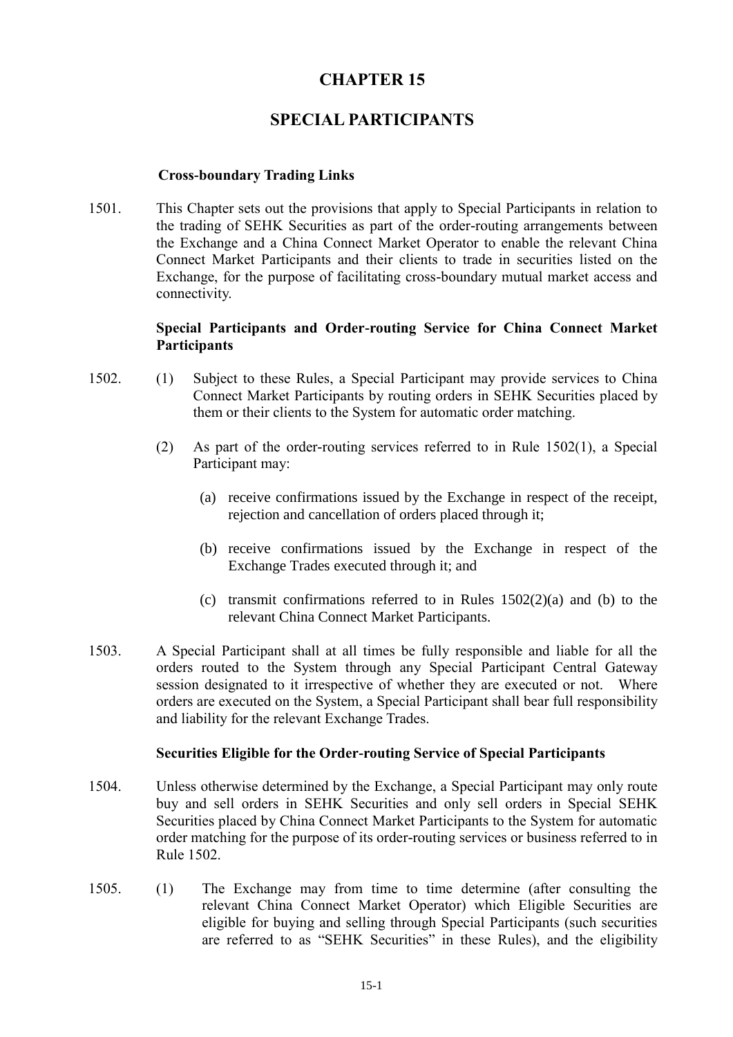# CHAPTER 15

## SPECIAL PARTICIPANTS

### Cross-boundary Trading Links

1501. This Chapter sets out the provisions that apply to Special Participants in relation to the trading of SEHK Securities as part of the order-routing arrangements between the Exchange and a China Connect Market Operator to enable the relevant China Connect Market Participants and their clients to trade in securities listed on the Exchange, for the purpose of facilitating cross-boundary mutual market access and connectivity.

### Special Participants and Order-routing Service for China Connect Market Participants

1502. (1) Subject to these Rules, a Special Participant may provide services to China Connect Market Participants by routing orders in SEHK Securities placed by them or their clients to the System for automatic order matching.

(2) As part of the order-routing services referred to in Rule 1502(1), a Special Participant may:

(a) receive confirmations issued by the Exchange in respect of the receipt, rejection and cancellation of orders placed through it;

(b) receive confirmations issued by the Exchange in respect of the Exchange Trades executed through it; and

(c) transmit confirmations referred to in Rules 1502(2)(a) and (b) to the relevant China Connect Market Participants.

1503. A Special Participant shall at all times be fully responsible and liable for all the orders routed to the System through any Special Participant Central Gateway session designated to it irrespective of whether they are executed or not. Where orders are executed on the System, a Special Participant shall bear full responsibility and liability for the relevant Exchange Trades.

### Securities Eligible for the Order-routing Service of Special Participants

1504. Unless otherwise determined by the Exchange, a Special Participant may only route buy and sell orders in SEHK Securities and only sell orders in Special SEHK Securities placed by China Connect Market Participants to the System for automatic order matching for the purpose of its order-routing services or business referred to in Rule 1502.

1505. (1) The Exchange may from time to time determine (after consulting the relevant China Connect Market Operator) which Eligible Securities are eligible for buying and selling through Special Participants (such securities are referred to as "SEHK Securities" in these Rules), and the eligibility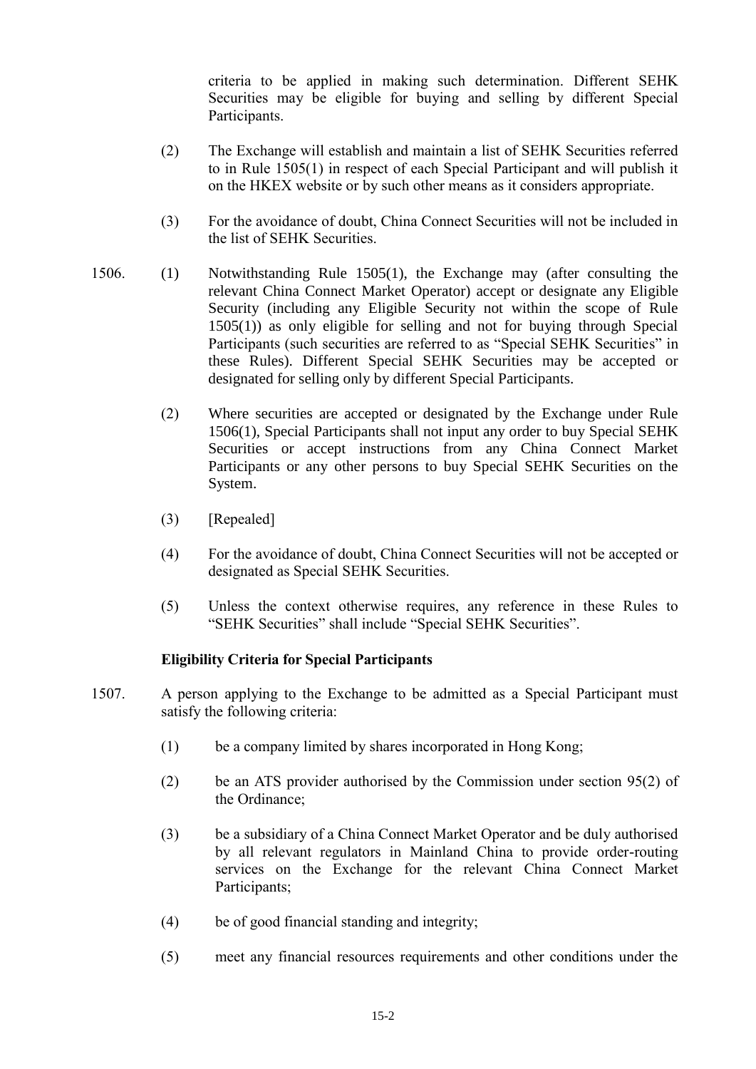criteria to be applied in making such determination. Different SEHK Securities may be eligible for buying and selling by different Special Participants.

(2) The Exchange will establish and maintain a list of SEHK Securities referred to in Rule 1505(1) in respect of each Special Participant and will publish it on the HKEX website or by such other means as it considers appropriate.

(3) For the avoidance of doubt, China Connect Securities will not be included in the list of SEHK Securities.

1506. (1) Notwithstanding Rule 1505(1), the Exchange may (after consulting the relevant China Connect Market Operator) accept or designate any Eligible Security (including any Eligible Security not within the scope of Rule 1505(1)) as only eligible for selling and not for buying through Special Participants (such securities are referred to as "Special SEHK Securities" in these Rules). Different Special SEHK Securities may be accepted or designated for selling only by different Special Participants.

(2) Where securities are accepted or designated by the Exchange under Rule 1506(1), Special Participants shall not input any order to buy Special SEHK Securities or accept instructions from any China Connect Market Participants or any other persons to buy Special SEHK Securities on the System.

(3) [Repealed]

(4) For the avoidance of doubt, China Connect Securities will not be accepted or designated as Special SEHK Securities.

(5) Unless the context otherwise requires, any reference in these Rules to "SEHK Securities" shall include "Special SEHK Securities".

**Eligibility Criteria for Special Participants**

1507. A person applying to the Exchange to be admitted as a Special Participant must satisfy the following criteria:

(1) be a company limited by shares incorporated in Hong Kong;

(2) be an ATS provider authorised by the Commission under section 95(2) of the Ordinance;

(3) be a subsidiary of a China Connect Market Operator and be duly authorised by all relevant regulators in Mainland China to provide order-routing services on the Exchange for the relevant China Connect Market Participants;

(4) be of good financial standing and integrity;

(5) meet any financial resources requirements and other conditions under the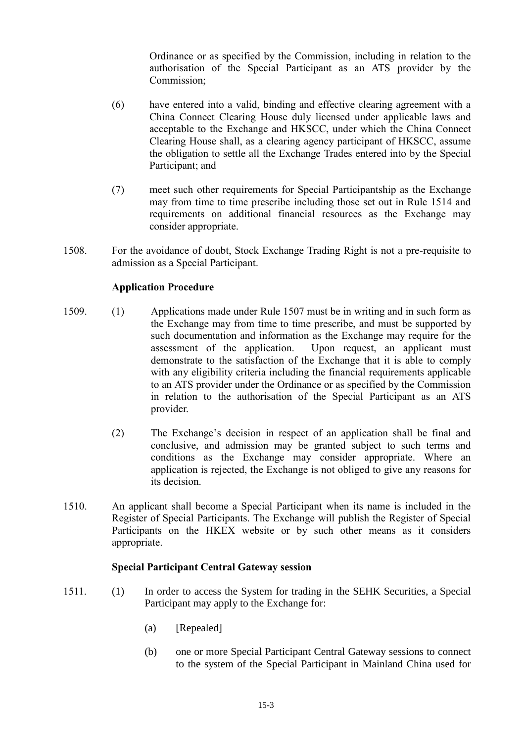Ordinance or as specified by the Commission, including in relation to the authorisation of the Special Participant as an ATS provider by the Commission;

(6) have entered into a valid, binding and effective clearing agreement with a China Connect Clearing House duly licensed under applicable laws and acceptable to the Exchange and HKSCC, under which the China Connect Clearing House shall, as a clearing agency participant of HKSCC, assume the obligation to settle all the Exchange Trades entered into by the Special Participant; and

(7) meet such other requirements for Special Participantship as the Exchange may from time to time prescribe including those set out in Rule 1514 and requirements on additional financial resources as the Exchange may consider appropriate.

1508. For the avoidance of doubt, Stock Exchange Trading Right is not a pre-requisite to admission as a Special Participant.

**Application Procedure**

1509. (1) Applications made under Rule 1507 must be in writing and in such form as the Exchange may from time to time prescribe, and must be supported by such documentation and information as the Exchange may require for the assessment of the application. Upon request, an applicant must demonstrate to the satisfaction of the Exchange that it is able to comply with any eligibility criteria including the financial requirements applicable to an ATS provider under the Ordinance or as specified by the Commission in relation to the authorisation of the Special Participant as an ATS provider.

(2) The Exchange's decision in respect of an application shall be final and conclusive, and admission may be granted subject to such terms and conditions as the Exchange may consider appropriate. Where an application is rejected, the Exchange is not obliged to give any reasons for its decision.

1510. An applicant shall become a Special Participant when its name is included in the Register of Special Participants. The Exchange will publish the Register of Special Participants on the HKEX website or by such other means as it considers appropriate.

**Special Participant Central Gateway session**

1511. (1) In order to access the System for trading in the SEHK Securities, a Special Participant may apply to the Exchange for:

(a) [Repealed]

(b) one or more Special Participant Central Gateway sessions to connect to the system of the Special Participant in Mainland China used for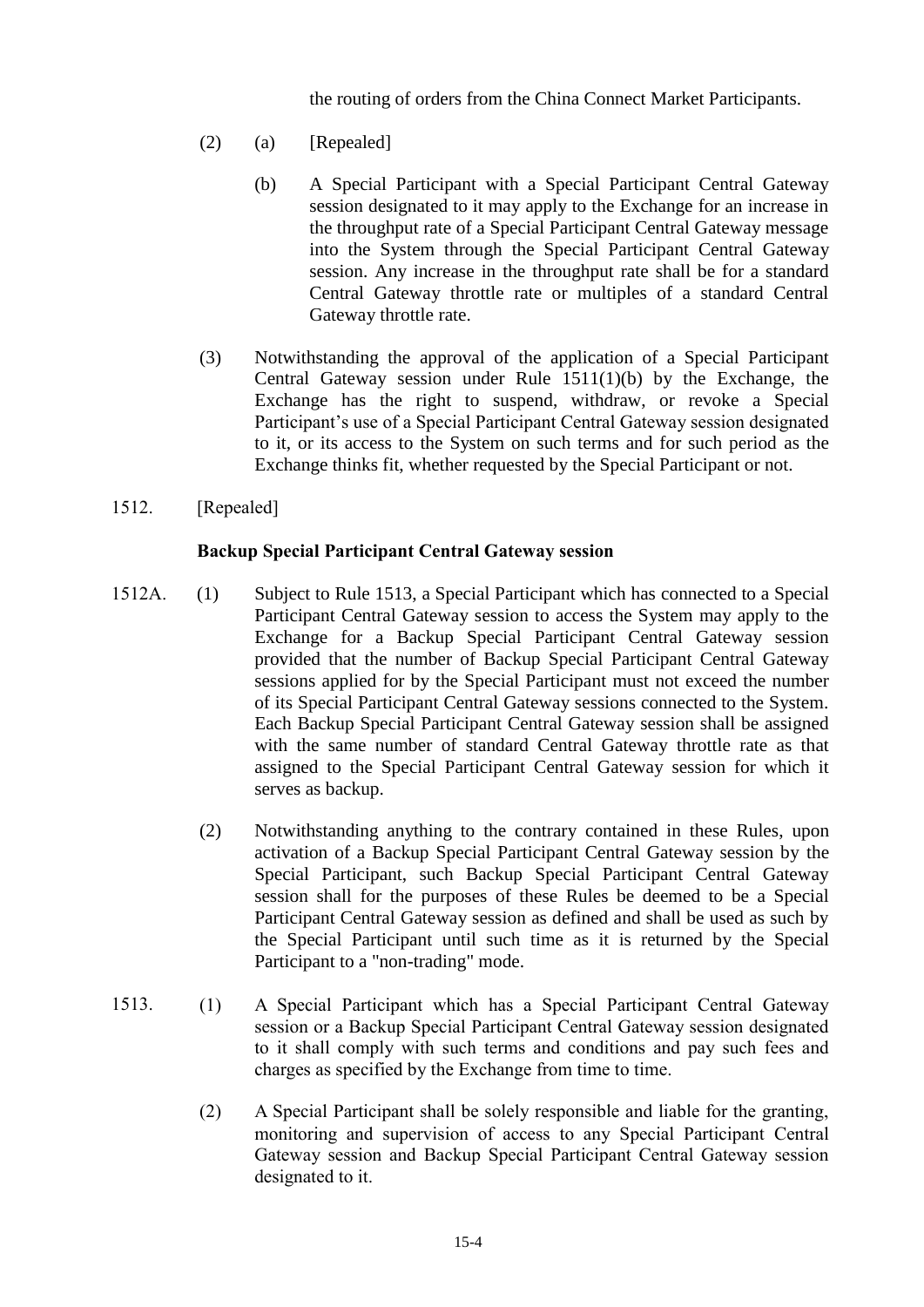the routing of orders from the China Connect Market Participants.

(2) (a) [Repealed]

(b) A Special Participant with a Special Participant Central Gateway session designated to it may apply to the Exchange for an increase in the throughput rate of a Special Participant Central Gateway message into the System through the Special Participant Central Gateway session. Any increase in the throughput rate shall be for a standard Central Gateway throttle rate or multiples of a standard Central Gateway throttle rate.

(3) Notwithstanding the approval of the application of a Special Participant Central Gateway session under Rule 1511(1)(b) by the Exchange, the Exchange has the right to suspend, withdraw, or revoke a Special Participant's use of a Special Participant Central Gateway session designated to it, or its access to the System on such terms and for such period as the Exchange thinks fit, whether requested by the Special Participant or not.

1512. [Repealed]

**Backup Special Participant Central Gateway session**

1512A. (1) Subject to Rule 1513, a Special Participant which has connected to a Special Participant Central Gateway session to access the System may apply to the Exchange for a Backup Special Participant Central Gateway session provided that the number of Backup Special Participant Central Gateway sessions applied for by the Special Participant must not exceed the number of its Special Participant Central Gateway sessions connected to the System. Each Backup Special Participant Central Gateway session shall be assigned with the same number of standard Central Gateway throttle rate as that assigned to the Special Participant Central Gateway session for which it serves as backup.

(2) Notwithstanding anything to the contrary contained in these Rules, upon activation of a Backup Special Participant Central Gateway session by the Special Participant, such Backup Special Participant Central Gateway session shall for the purposes of these Rules be deemed to be a Special Participant Central Gateway session as defined and shall be used as such by the Special Participant until such time as it is returned by the Special Participant to a "non-trading" mode.

1513. (1) A Special Participant which has a Special Participant Central Gateway session or a Backup Special Participant Central Gateway session designated to it shall comply with such terms and conditions and pay such fees and charges as specified by the Exchange from time to time.

(2) A Special Participant shall be solely responsible and liable for the granting, monitoring and supervision of access to any Special Participant Central Gateway session and Backup Special Participant Central Gateway session designated to it.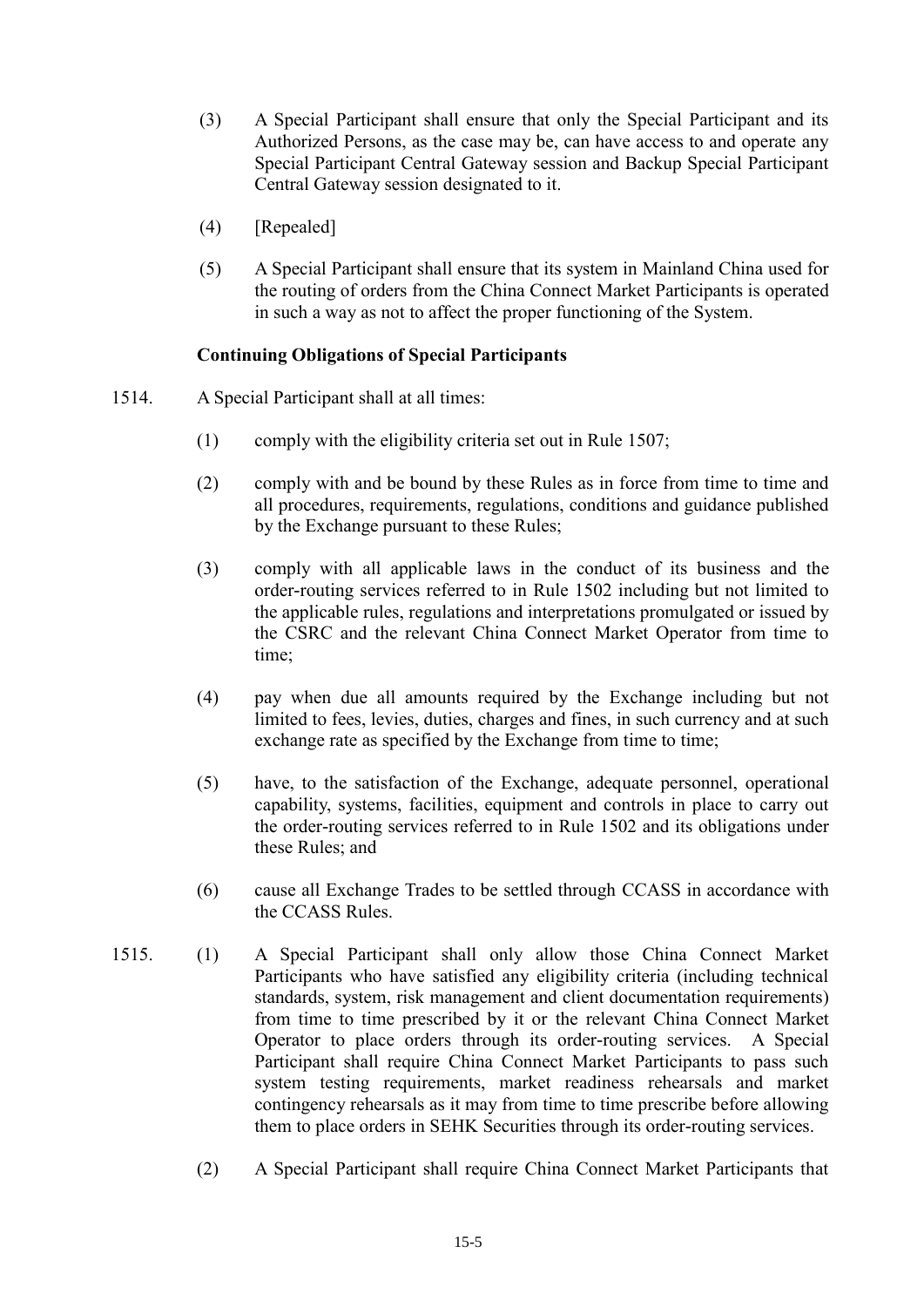(3) A Special Participant shall ensure that only the Special Participant and its Authorized Persons, as the case may be, can have access to and operate any Special Participant Central Gateway session and Backup Special Participant Central Gateway session designated to it.

(4) [Repealed]

(5) A Special Participant shall ensure that its system in Mainland China used for the routing of orders from the China Connect Market Participants is operated in such a way as not to affect the proper functioning of the System.

**Continuing Obligations of Special Participants**

1514. A Special Participant shall at all times:

(1) comply with the eligibility criteria set out in Rule 1507;

(2) comply with and be bound by these Rules as in force from time to time and all procedures, requirements, regulations, conditions and guidance published by the Exchange pursuant to these Rules;

(3) comply with all applicable laws in the conduct of its business and the order-routing services referred to in Rule 1502 including but not limited to the applicable rules, regulations and interpretations promulgated or issued by the CSRC and the relevant China Connect Market Operator from time to time;

(4) pay when due all amounts required by the Exchange including but not limited to fees, levies, duties, charges and fines, in such currency and at such exchange rate as specified by the Exchange from time to time;

(5) have, to the satisfaction of the Exchange, adequate personnel, operational capability, systems, facilities, equipment and controls in place to carry out the order-routing services referred to in Rule 1502 and its obligations under these Rules; and

(6) cause all Exchange Trades to be settled through CCASS in accordance with the CCASS Rules.

1515. (1) A Special Participant shall only allow those China Connect Market Participants who have satisfied any eligibility criteria (including technical standards, system, risk management and client documentation requirements) from time to time prescribed by it or the relevant China Connect Market Operator to place orders through its order-routing services. A Special Participant shall require China Connect Market Participants to pass such system testing requirements, market readiness rehearsals and market contingency rehearsals as it may from time to time prescribe before allowing them to place orders in SEHK Securities through its order-routing services.

(2) A Special Participant shall require China Connect Market Participants that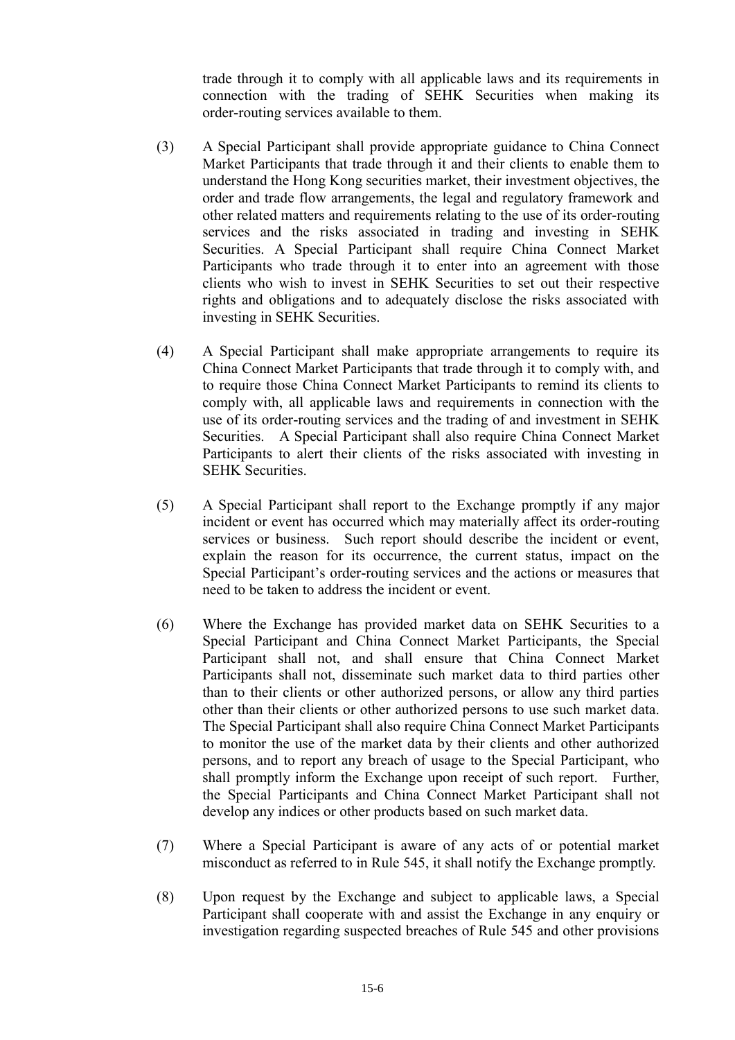trade through it to comply with all applicable laws and its requirements in connection with the trading of SEHK Securities when making its order-routing services available to them.

(3) A Special Participant shall provide appropriate guidance to China Connect Market Participants that trade through it and their clients to enable them to understand the Hong Kong securities market, their investment objectives, the order and trade flow arrangements, the legal and regulatory framework and other related matters and requirements relating to the use of its order-routing services and the risks associated in trading and investing in SEHK Securities. A Special Participant shall require China Connect Market Participants who trade through it to enter into an agreement with those clients who wish to invest in SEHK Securities to set out their respective rights and obligations and to adequately disclose the risks associated with investing in SEHK Securities.

(4) A Special Participant shall make appropriate arrangements to require its China Connect Market Participants that trade through it to comply with, and to require those China Connect Market Participants to remind its clients to comply with, all applicable laws and requirements in connection with the use of its order-routing services and the trading of and investment in SEHK Securities. A Special Participant shall also require China Connect Market Participants to alert their clients of the risks associated with investing in SEHK Securities.

(5) A Special Participant shall report to the Exchange promptly if any major incident or event has occurred which may materially affect its order-routing services or business. Such report should describe the incident or event, explain the reason for its occurrence, the current status, impact on the Special Participant's order-routing services and the actions or measures that need to be taken to address the incident or event.

(6) Where the Exchange has provided market data on SEHK Securities to a Special Participant and China Connect Market Participants, the Special Participant shall not, and shall ensure that China Connect Market Participants shall not, disseminate such market data to third parties other than to their clients or other authorized persons, or allow any third parties other than their clients or other authorized persons to use such market data. The Special Participant shall also require China Connect Market Participants to monitor the use of the market data by their clients and other authorized persons, and to report any breach of usage to the Special Participant, who shall promptly inform the Exchange upon receipt of such report. Further, the Special Participants and China Connect Market Participant shall not develop any indices or other products based on such market data.

(7) Where a Special Participant is aware of any acts of or potential market misconduct as referred to in Rule 545, it shall notify the Exchange promptly.

(8) Upon request by the Exchange and subject to applicable laws, a Special Participant shall cooperate with and assist the Exchange in any enquiry or investigation regarding suspected breaches of Rule 545 and other provisions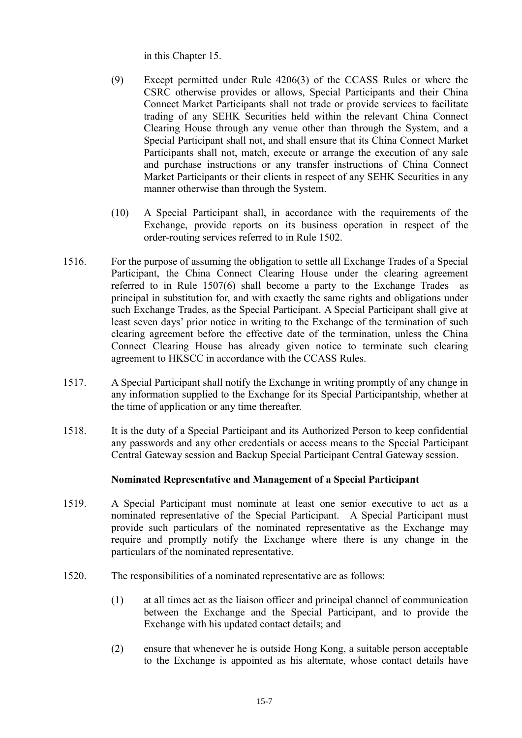in this Chapter 15.

(9) Except permitted under Rule 4206(3) of the CCASS Rules or where the CSRC otherwise provides or allows, Special Participants and their China Connect Market Participants shall not trade or provide services to facilitate trading of any SEHK Securities held within the relevant China Connect Clearing House through any venue other than through the System, and a Special Participant shall not, and shall ensure that its China Connect Market Participants shall not, match, execute or arrange the execution of any sale and purchase instructions or any transfer instructions of China Connect Market Participants or their clients in respect of any SEHK Securities in any manner otherwise than through the System.

(10) A Special Participant shall, in accordance with the requirements of the Exchange, provide reports on its business operation in respect of the order-routing services referred to in Rule 1502.

1516. For the purpose of assuming the obligation to settle all Exchange Trades of a Special Participant, the China Connect Clearing House under the clearing agreement referred to in Rule 1507(6) shall become a party to the Exchange Trades as principal in substitution for, and with exactly the same rights and obligations under such Exchange Trades, as the Special Participant. A Special Participant shall give at least seven days' prior notice in writing to the Exchange of the termination of such clearing agreement before the effective date of the termination, unless the China Connect Clearing House has already given notice to terminate such clearing agreement to HKSCC in accordance with the CCASS Rules.

1517. A Special Participant shall notify the Exchange in writing promptly of any change in any information supplied to the Exchange for its Special Participantship, whether at the time of application or any time thereafter.

1518. It is the duty of a Special Participant and its Authorized Person to keep confidential any passwords and any other credentials or access means to the Special Participant Central Gateway session and Backup Special Participant Central Gateway session.

**Nominated Representative and Management of a Special Participant**

1519. A Special Participant must nominate at least one senior executive to act as a nominated representative of the Special Participant. A Special Participant must provide such particulars of the nominated representative as the Exchange may require and promptly notify the Exchange where there is any change in the particulars of the nominated representative.

1520. The responsibilities of a nominated representative are as follows:

(1) at all times act as the liaison officer and principal channel of communication between the Exchange and the Special Participant, and to provide the Exchange with his updated contact details; and

(2) ensure that whenever he is outside Hong Kong, a suitable person acceptable to the Exchange is appointed as his alternate, whose contact details have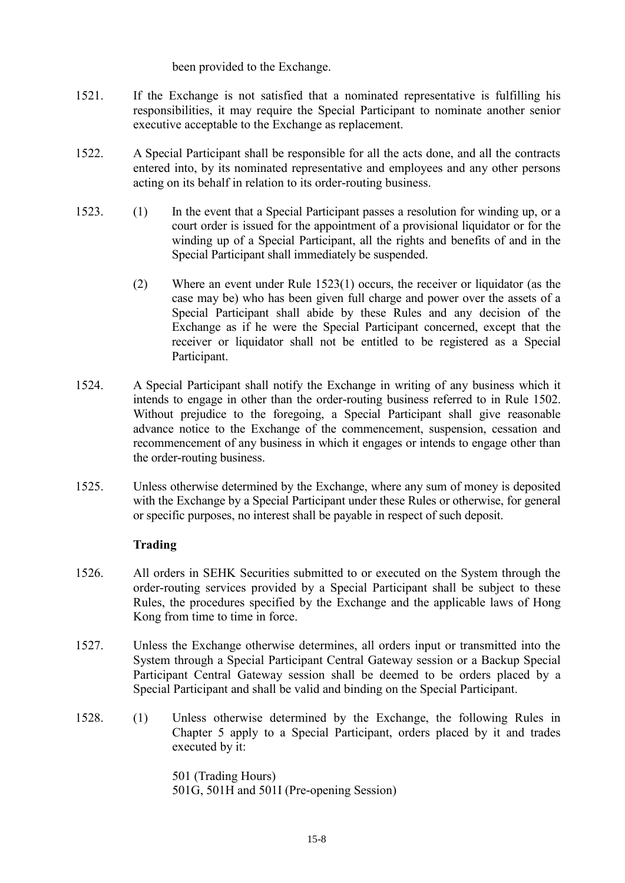been provided to the Exchange.

1521. If the Exchange is not satisfied that a nominated representative is fulfilling his responsibilities, it may require the Special Participant to nominate another senior executive acceptable to the Exchange as replacement.

1522. A Special Participant shall be responsible for all the acts done, and all the contracts entered into, by its nominated representative and employees and any other persons acting on its behalf in relation to its order-routing business.

1523. (1) In the event that a Special Participant passes a resolution for winding up, or a court order is issued for the appointment of a provisional liquidator or for the winding up of a Special Participant, all the rights and benefits of and in the Special Participant shall immediately be suspended.

(2) Where an event under Rule 1523(1) occurs, the receiver or liquidator (as the case may be) who has been given full charge and power over the assets of a Special Participant shall abide by these Rules and any decision of the Exchange as if he were the Special Participant concerned, except that the receiver or liquidator shall not be entitled to be registered as a Special Participant.

1524. A Special Participant shall notify the Exchange in writing of any business which it intends to engage in other than the order-routing business referred to in Rule 1502. Without prejudice to the foregoing, a Special Participant shall give reasonable advance notice to the Exchange of the commencement, suspension, cessation and recommencement of any business in which it engages or intends to engage other than the order-routing business.

1525. Unless otherwise determined by the Exchange, where any sum of money is deposited with the Exchange by a Special Participant under these Rules or otherwise, for general or specific purposes, no interest shall be payable in respect of such deposit.

**Trading**

1526. All orders in SEHK Securities submitted to or executed on the System through the order-routing services provided by a Special Participant shall be subject to these Rules, the procedures specified by the Exchange and the applicable laws of Hong Kong from time to time in force.

1527. Unless the Exchange otherwise determines, all orders input or transmitted into the System through a Special Participant Central Gateway session or a Backup Special Participant Central Gateway session shall be deemed to be orders placed by a Special Participant and shall be valid and binding on the Special Participant.

1528. (1) Unless otherwise determined by the Exchange, the following Rules in Chapter 5 apply to a Special Participant, orders placed by it and trades executed by it:

501 (Trading Hours)
501G, 501H and 501I (Pre-opening Session)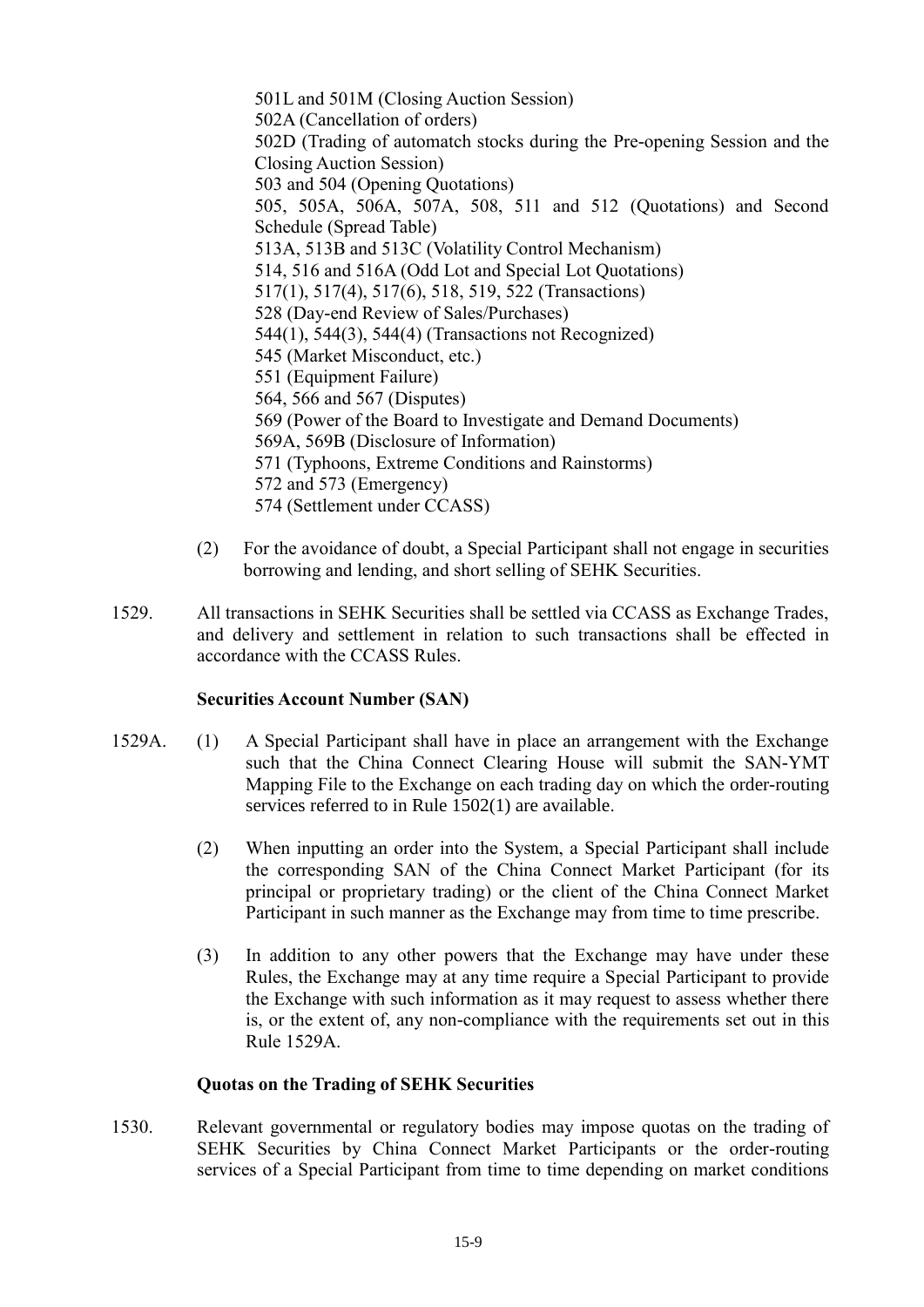501L and 501M (Closing Auction Session)
502A (Cancellation of orders)
502D (Trading of automatch stocks during the Pre-opening Session and the Closing Auction Session)
503 and 504 (Opening Quotations)
505, 505A, 506A, 507A, 508, 511 and 512 (Quotations) and Second Schedule (Spread Table)
513A, 513B and 513C (Volatility Control Mechanism)
514, 516 and 516A (Odd Lot and Special Lot Quotations)
517(1), 517(4), 517(6), 518, 519, 522 (Transactions)
528 (Day-end Review of Sales/Purchases)
544(1), 544(3), 544(4) (Transactions not Recognized)
545 (Market Misconduct, etc.)
551 (Equipment Failure)
564, 566 and 567 (Disputes)
569 (Power of the Board to Investigate and Demand Documents)
569A, 569B (Disclosure of Information)
571 (Typhoons, Extreme Conditions and Rainstorms)
572 and 573 (Emergency)
574 (Settlement under CCASS)

(2) For the avoidance of doubt, a Special Participant shall not engage in securities borrowing and lending, and short selling of SEHK Securities.

1529. All transactions in SEHK Securities shall be settled via CCASS as Exchange Trades, and delivery and settlement in relation to such transactions shall be effected in accordance with the CCASS Rules.

**Securities Account Number (SAN)**

1529A. (1) A Special Participant shall have in place an arrangement with the Exchange such that the China Connect Clearing House will submit the SAN-YMT Mapping File to the Exchange on each trading day on which the order-routing services referred to in Rule 1502(1) are available.

(2) When inputting an order into the System, a Special Participant shall include the corresponding SAN of the China Connect Market Participant (for its principal or proprietary trading) or the client of the China Connect Market Participant in such manner as the Exchange may from time to time prescribe.

(3) In addition to any other powers that the Exchange may have under these Rules, the Exchange may at any time require a Special Participant to provide the Exchange with such information as it may request to assess whether there is, or the extent of, any non-compliance with the requirements set out in this Rule 1529A.

**Quotas on the Trading of SEHK Securities**

1530. Relevant governmental or regulatory bodies may impose quotas on the trading of SEHK Securities by China Connect Market Participants or the order-routing services of a Special Participant from time to time depending on market conditions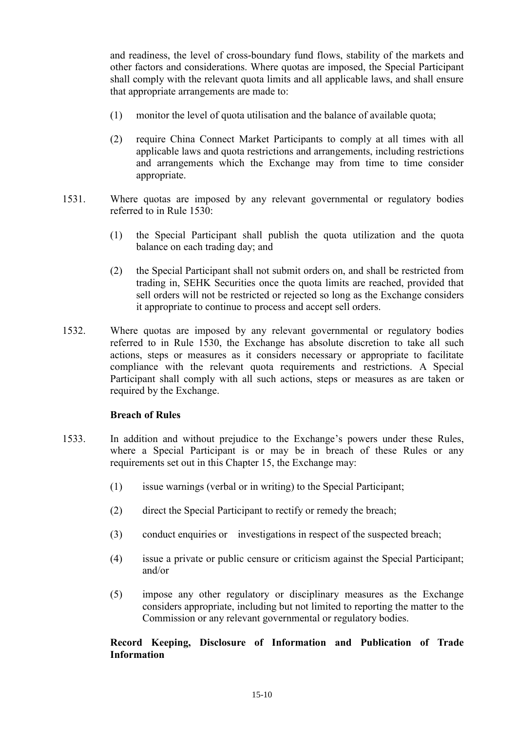and readiness, the level of cross-boundary fund flows, stability of the markets and other factors and considerations. Where quotas are imposed, the Special Participant shall comply with the relevant quota limits and all applicable laws, and shall ensure that appropriate arrangements are made to:

(1) monitor the level of quota utilisation and the balance of available quota;

(2) require China Connect Market Participants to comply at all times with all applicable laws and quota restrictions and arrangements, including restrictions and arrangements which the Exchange may from time to time consider appropriate.

1531. Where quotas are imposed by any relevant governmental or regulatory bodies referred to in Rule 1530:

(1) the Special Participant shall publish the quota utilization and the quota balance on each trading day; and

(2) the Special Participant shall not submit orders on, and shall be restricted from trading in, SEHK Securities once the quota limits are reached, provided that sell orders will not be restricted or rejected so long as the Exchange considers it appropriate to continue to process and accept sell orders.

1532. Where quotas are imposed by any relevant governmental or regulatory bodies referred to in Rule 1530, the Exchange has absolute discretion to take all such actions, steps or measures as it considers necessary or appropriate to facilitate compliance with the relevant quota requirements and restrictions. A Special Participant shall comply with all such actions, steps or measures as are taken or required by the Exchange.

**Breach of Rules**

1533. In addition and without prejudice to the Exchange's powers under these Rules, where a Special Participant is or may be in breach of these Rules or any requirements set out in this Chapter 15, the Exchange may:

(1) issue warnings (verbal or in writing) to the Special Participant;

(2) direct the Special Participant to rectify or remedy the breach;

(3) conduct enquiries or investigations in respect of the suspected breach;

(4) issue a private or public censure or criticism against the Special Participant; and/or

(5) impose any other regulatory or disciplinary measures as the Exchange considers appropriate, including but not limited to reporting the matter to the Commission or any relevant governmental or regulatory bodies.

**Record Keeping, Disclosure of Information and Publication of Trade Information**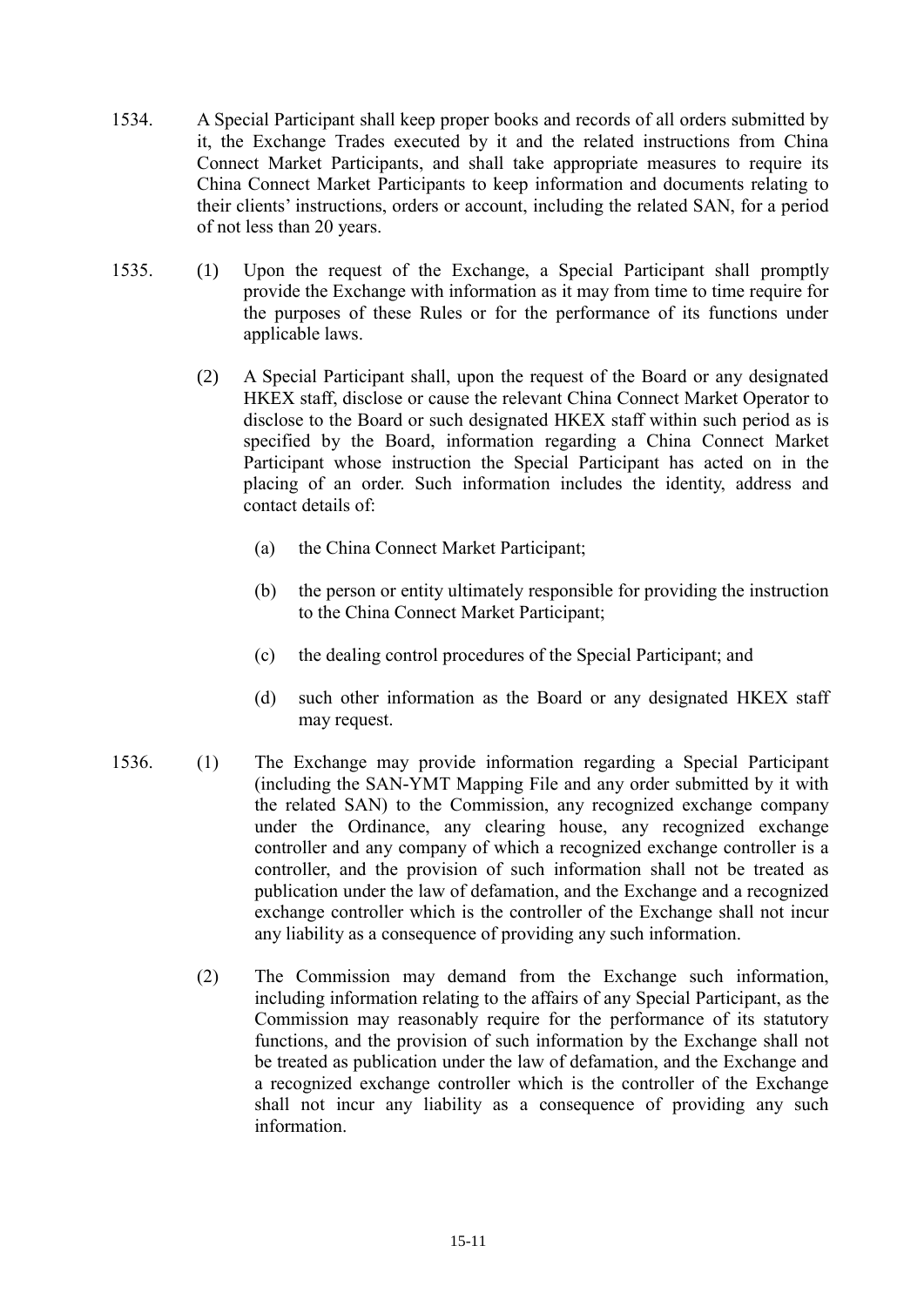1534. A Special Participant shall keep proper books and records of all orders submitted by it, the Exchange Trades executed by it and the related instructions from China Connect Market Participants, and shall take appropriate measures to require its China Connect Market Participants to keep information and documents relating to their clients' instructions, orders or account, including the related SAN, for a period of not less than 20 years.

1535. (1) Upon the request of the Exchange, a Special Participant shall promptly provide the Exchange with information as it may from time to time require for the purposes of these Rules or for the performance of its functions under applicable laws.

(2) A Special Participant shall, upon the request of the Board or any designated HKEX staff, disclose or cause the relevant China Connect Market Operator to disclose to the Board or such designated HKEX staff within such period as is specified by the Board, information regarding a China Connect Market Participant whose instruction the Special Participant has acted on in the placing of an order. Such information includes the identity, address and contact details of:

(a) the China Connect Market Participant;

(b) the person or entity ultimately responsible for providing the instruction to the China Connect Market Participant;

(c) the dealing control procedures of the Special Participant; and

(d) such other information as the Board or any designated HKEX staff may request.

1536. (1) The Exchange may provide information regarding a Special Participant (including the SAN-YMT Mapping File and any order submitted by it with the related SAN) to the Commission, any recognized exchange company under the Ordinance, any clearing house, any recognized exchange controller and any company of which a recognized exchange controller is a controller, and the provision of such information shall not be treated as publication under the law of defamation, and the Exchange and a recognized exchange controller which is the controller of the Exchange shall not incur any liability as a consequence of providing any such information.

(2) The Commission may demand from the Exchange such information, including information relating to the affairs of any Special Participant, as the Commission may reasonably require for the performance of its statutory functions, and the provision of such information by the Exchange shall not be treated as publication under the law of defamation, and the Exchange and a recognized exchange controller which is the controller of the Exchange shall not incur any liability as a consequence of providing any such information.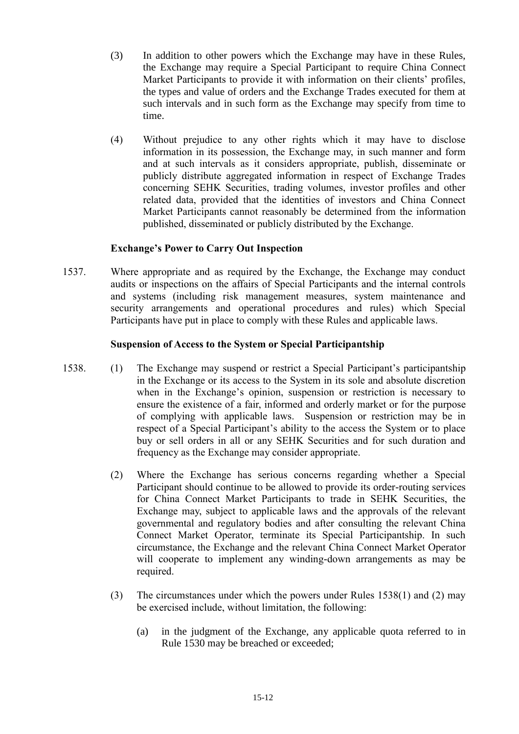(3) In addition to other powers which the Exchange may have in these Rules, the Exchange may require a Special Participant to require China Connect Market Participants to provide it with information on their clients' profiles, the types and value of orders and the Exchange Trades executed for them at such intervals and in such form as the Exchange may specify from time to time.

(4) Without prejudice to any other rights which it may have to disclose information in its possession, the Exchange may, in such manner and form and at such intervals as it considers appropriate, publish, disseminate or publicly distribute aggregated information in respect of Exchange Trades concerning SEHK Securities, trading volumes, investor profiles and other related data, provided that the identities of investors and China Connect Market Participants cannot reasonably be determined from the information published, disseminated or publicly distributed by the Exchange.

**Exchange's Power to Carry Out Inspection**

1537. Where appropriate and as required by the Exchange, the Exchange may conduct audits or inspections on the affairs of Special Participants and the internal controls and systems (including risk management measures, system maintenance and security arrangements and operational procedures and rules) which Special Participants have put in place to comply with these Rules and applicable laws.

**Suspension of Access to the System or Special Participantship**

1538. (1) The Exchange may suspend or restrict a Special Participant's participantship in the Exchange or its access to the System in its sole and absolute discretion when in the Exchange's opinion, suspension or restriction is necessary to ensure the existence of a fair, informed and orderly market or for the purpose of complying with applicable laws. Suspension or restriction may be in respect of a Special Participant's ability to the access the System or to place buy or sell orders in all or any SEHK Securities and for such duration and frequency as the Exchange may consider appropriate.

(2) Where the Exchange has serious concerns regarding whether a Special Participant should continue to be allowed to provide its order-routing services for China Connect Market Participants to trade in SEHK Securities, the Exchange may, subject to applicable laws and the approvals of the relevant governmental and regulatory bodies and after consulting the relevant China Connect Market Operator, terminate its Special Participantship. In such circumstance, the Exchange and the relevant China Connect Market Operator will cooperate to implement any winding-down arrangements as may be required.

(3) The circumstances under which the powers under Rules 1538(1) and (2) may be exercised include, without limitation, the following:

(a) in the judgment of the Exchange, any applicable quota referred to in Rule 1530 may be breached or exceeded;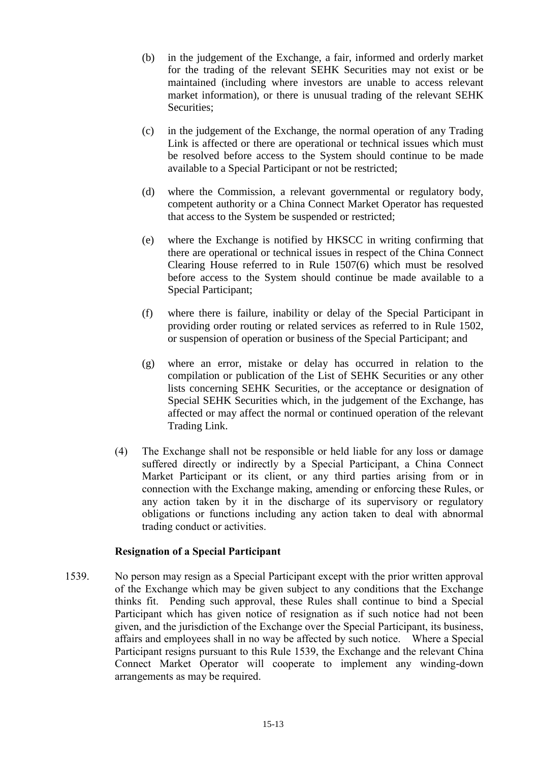(b) in the judgement of the Exchange, a fair, informed and orderly market for the trading of the relevant SEHK Securities may not exist or be maintained (including where investors are unable to access relevant market information), or there is unusual trading of the relevant SEHK Securities;

(c) in the judgement of the Exchange, the normal operation of any Trading Link is affected or there are operational or technical issues which must be resolved before access to the System should continue to be made available to a Special Participant or not be restricted;

(d) where the Commission, a relevant governmental or regulatory body, competent authority or a China Connect Market Operator has requested that access to the System be suspended or restricted;

(e) where the Exchange is notified by HKSCC in writing confirming that there are operational or technical issues in respect of the China Connect Clearing House referred to in Rule 1507(6) which must be resolved before access to the System should continue be made available to a Special Participant;

(f) where there is failure, inability or delay of the Special Participant in providing order routing or related services as referred to in Rule 1502, or suspension of operation or business of the Special Participant; and

(g) where an error, mistake or delay has occurred in relation to the compilation or publication of the List of SEHK Securities or any other lists concerning SEHK Securities, or the acceptance or designation of Special SEHK Securities which, in the judgement of the Exchange, has affected or may affect the normal or continued operation of the relevant Trading Link.

(4) The Exchange shall not be responsible or held liable for any loss or damage suffered directly or indirectly by a Special Participant, a China Connect Market Participant or its client, or any third parties arising from or in connection with the Exchange making, amending or enforcing these Rules, or any action taken by it in the discharge of its supervisory or regulatory obligations or functions including any action taken to deal with abnormal trading conduct or activities.

**Resignation of a Special Participant**

1539. No person may resign as a Special Participant except with the prior written approval of the Exchange which may be given subject to any conditions that the Exchange thinks fit. Pending such approval, these Rules shall continue to bind a Special Participant which has given notice of resignation as if such notice had not been given, and the jurisdiction of the Exchange over the Special Participant, its business, affairs and employees shall in no way be affected by such notice. Where a Special Participant resigns pursuant to this Rule 1539, the Exchange and the relevant China Connect Market Operator will cooperate to implement any winding-down arrangements as may be required.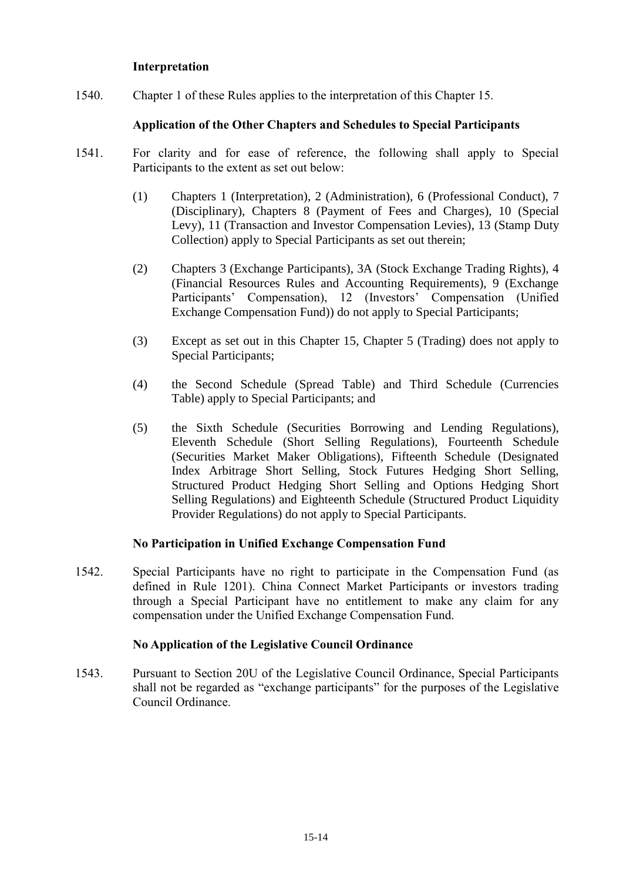### Interpretation

1540. Chapter 1 of these Rules applies to the interpretation of this Chapter 15.

### Application of the Other Chapters and Schedules to Special Participants

1541. For clarity and for ease of reference, the following shall apply to Special Participants to the extent as set out below:

   (1) Chapters 1 (Interpretation), 2 (Administration), 6 (Professional Conduct), 7 (Disciplinary), Chapters 8 (Payment of Fees and Charges), 10 (Special Levy), 11 (Transaction and Investor Compensation Levies), 13 (Stamp Duty Collection) apply to Special Participants as set out therein;

   (2) Chapters 3 (Exchange Participants), 3A (Stock Exchange Trading Rights), 4 (Financial Resources Rules and Accounting Requirements), 9 (Exchange Participants' Compensation), 12 (Investors' Compensation (Unified Exchange Compensation Fund)) do not apply to Special Participants;

   (3) Except as set out in this Chapter 15, Chapter 5 (Trading) does not apply to Special Participants;

   (4) the Second Schedule (Spread Table) and Third Schedule (Currencies Table) apply to Special Participants; and

   (5) the Sixth Schedule (Securities Borrowing and Lending Regulations), Eleventh Schedule (Short Selling Regulations), Fourteenth Schedule (Securities Market Maker Obligations), Fifteenth Schedule (Designated Index Arbitrage Short Selling, Stock Futures Hedging Short Selling, Structured Product Hedging Short Selling and Options Hedging Short Selling Regulations) and Eighteenth Schedule (Structured Product Liquidity Provider Regulations) do not apply to Special Participants.

### No Participation in Unified Exchange Compensation Fund

1542. Special Participants have no right to participate in the Compensation Fund (as defined in Rule 1201). China Connect Market Participants or investors trading through a Special Participant have no entitlement to make any claim for any compensation under the Unified Exchange Compensation Fund.

### No Application of the Legislative Council Ordinance

1543. Pursuant to Section 20U of the Legislative Council Ordinance, Special Participants shall not be regarded as "exchange participants" for the purposes of the Legislative Council Ordinance.